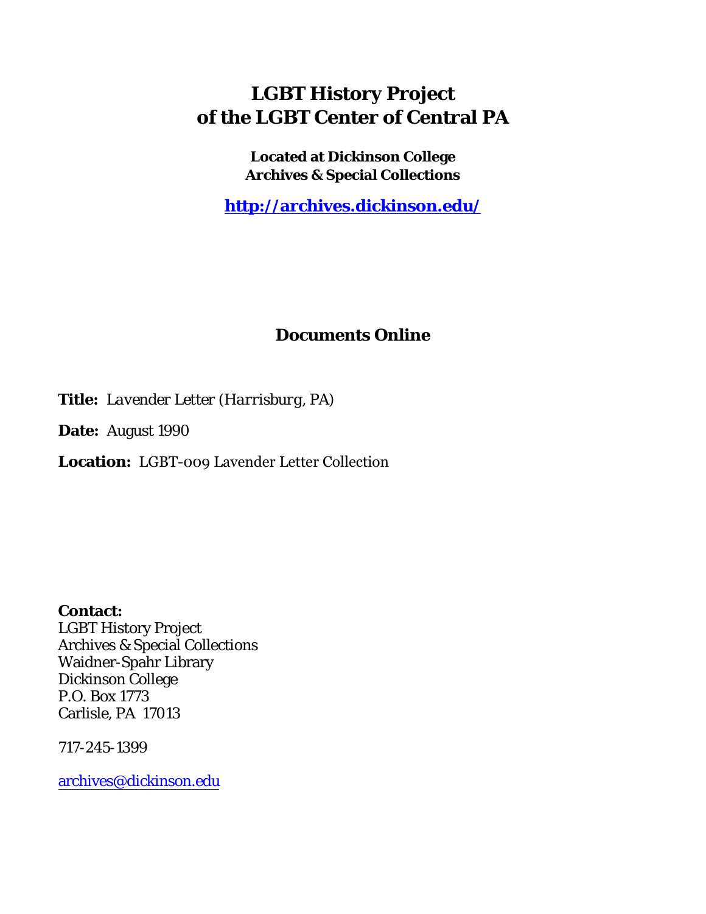# LGBT History Project of the LGBT Center of Central PA

**Located at Dickinson College Archives & Special Collections**

**http://archives.dickinson.edu/**

## Documents Online

**Title:** *Lavender Letter (Harrisburg, PA)*

**Date:** August 1990

**Location:** LGBT-009 Lavender Letter Collection

**Contact:**
LGBT History Project
Archives & Special Collections
Waidner-Spahr Library
Dickinson College
P.O. Box 1773
Carlisle, PA 17013

717-245-1399

archives@dickinson.edu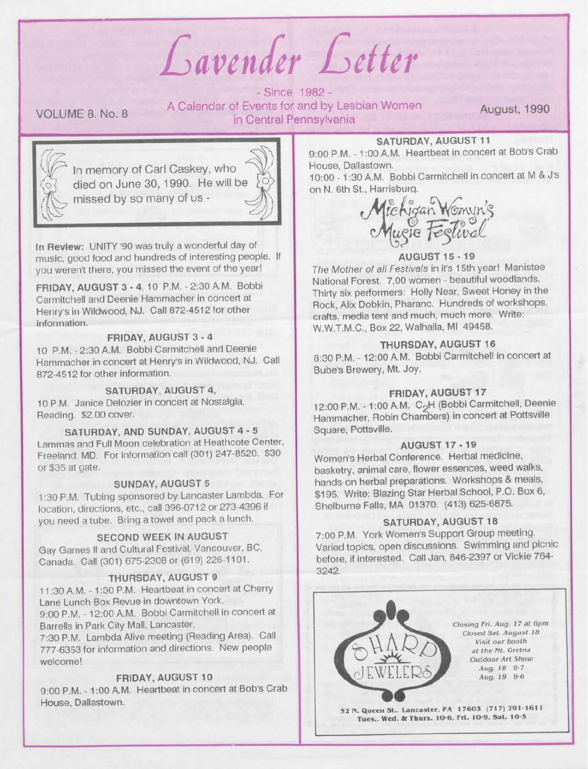# Lavender Letter

- Since 1982 -

A Calendar of Events for and by Lesbian Women in Central Pennsylvania

VOLUME 8. No. 8 — August, 1990

In memory of Carl Caskey, who died on June 30, 1990. He will be missed by so many of us -

**In Review:** UNITY '90 was truly a wonderful day of music, good food and hundreds of interesting people. If you weren't there, you missed the event of the year!

**FRIDAY, AUGUST 3 - 4**, 10 P.M. - 2:30 A.M. Bobbi Carmitchell and Deenie Hammacher in concert at Henry's in Wildwood, NJ. Call 872-4512 for other information.

### FRIDAY, AUGUST 3 - 4

10 P.M. - 2:30 A.M. Bobbi Carmitchell and Deenie Hammacher in concert at Henry's in Wildwood, NJ. Call 872-4512 for other information.

### SATURDAY, AUGUST 4,

10 P.M. Janice Delozier in concert at Nostalgia, Reading. $2.00 cover.

### SATURDAY, AND SUNDAY, AUGUST 4 - 5

Lammas and Full Moon celebration at Heathcote Center, Freeland, MD. For information call (301) 247-8520. $30 or $35 at gate.

### SUNDAY, AUGUST 5

1:30 P.M. Tubing sponsored by Lancaster Lambda. For location, directions, etc., call 396-0712 or 273-4396 if you need a tube. Bring a towel and pack a lunch.

### SECOND WEEK IN AUGUST

Gay Games II and Cultural Festival, Vancouver, BC, Canada. Call (301) 675-2308 or (619) 226-1101.

### THURSDAY, AUGUST 9

11:30 A.M. - 1:30 P.M. Heartbeat in concert at Cherry Lane Lunch Box Revue in downtown York.
9:00 P.M. - 12:00 A.M. Bobbi Carmitchell in concert at Barrells in Park City Mall, Lancaster.
7:30 P.M. Lambda Alive meeting (Reading Area). Call 777-6353 for information and directions. New people welcome!

### FRIDAY, AUGUST 10

9:00 P.M. - 1:00 A.M. Heartbeat in concert at Bob's Crab House, Dallastown.

### SATURDAY, AUGUST 11

9:00 P.M. - 1:00 A.M. Heartbeat in concert at Bob's Crab House, Dallastown.
10:00 - 1:30 A.M. Bobbi Carmitchell in concert at M & J's on N. 6th St., Harrisburg.

## Michigan Womyn's Music Festival

### AUGUST 15 - 19

*The Mother of all Festivals* in it's 15th year! Manistee National Forest. 7,00 women - beautiful woodlands. Thirty six performers: Holly Near, Sweet Honey in the Rock, Alix Dobkin, Pharanc. Hundreds of workshops, crafts, media tent and much, much more. Write: W.W.T.M.C., Box 22, Walhalla, MI 49458.

### THURSDAY, AUGUST 16

8:30 P.M. - 12:00 A.M. Bobbi Carmitchell in concert at Bube's Brewery, Mt. Joy.

### FRIDAY, AUGUST 17

12:00 P.M. - 1:00 A.M. $C_2H$ (Bobbi Carmitchell, Deenie Hammacher, Robin Chambers) in concert at Pottsville Square, Pottsville.

### AUGUST 17 - 19

Women's Herbal Conference. Herbal medicine, basketry, animal care, flower essences, weed walks, hands-on herbal preparations. Workshops & meals, $195. Write: Blazing Star Herbal School, P.O. Box 6, Shelburne Falls, MA 01370. (413) 625-6875.

### SATURDAY, AUGUST 18

7:00 P.M. York Women's Support Group meeting. Varied topics, open discussions. Swimming and picnic before, if interested. Call Jan, 846-2397 or Vickie 764-3242.

**SHARP JEWELERS**

*Closing Fri. Aug. 17 at 6pm*
*Closed Sat. August 18*
*Visit our booth at the Mt. Gretna Outdoor Art Show*
*Aug. 18 9-7*
*Aug. 19 9-6*

**52 N. Queen St., Lancaster, PA 17603 (717) 291-1611**
**Tues., Wed. & Thurs. 10-6, Fri. 10-9, Sat. 10-5**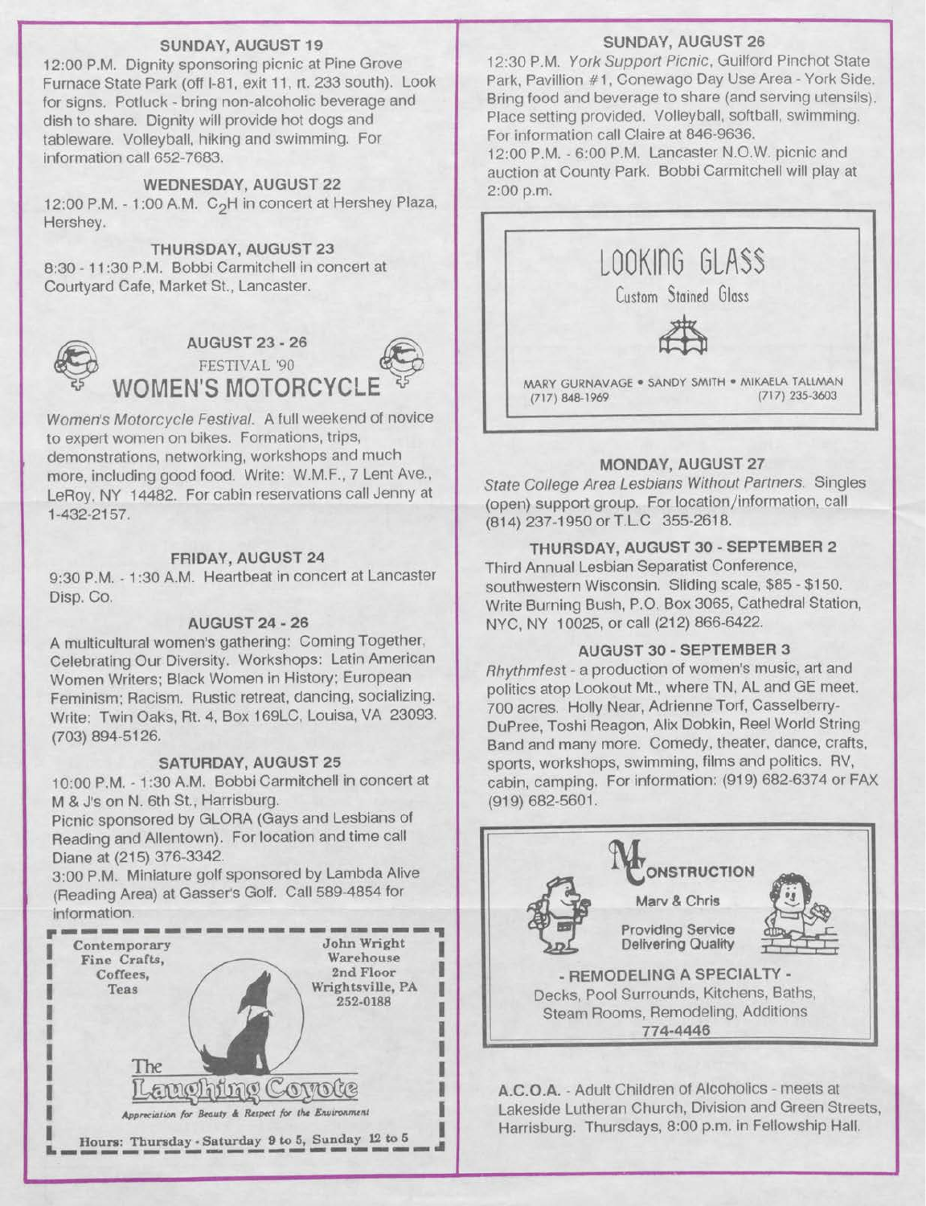### SUNDAY, AUGUST 19

12:00 P.M. Dignity sponsoring picnic at Pine Grove Furnace State Park (off I-81, exit 11, rt. 233 south). Look for signs. Potluck - bring non-alcoholic beverage and dish to share. Dignity will provide hot dogs and tableware. Volleyball, hiking and swimming. For information call 652-7683.

### WEDNESDAY, AUGUST 22

12:00 P.M. - 1:00 A.M. $C_2H$ in concert at Hershey Plaza, Hershey.

### THURSDAY, AUGUST 23

8:30 - 11:30 P.M. Bobbi Carmitchell in concert at Courtyard Cafe, Market St., Lancaster.

### AUGUST 23 - 26

FESTIVAL '90

**WOMEN'S MOTORCYCLE**

*Women's Motorcycle Festival.* A full weekend of novice to expert women on bikes. Formations, trips, demonstrations, networking, workshops and much more, including good food. Write: W.M.F., 7 Lent Ave., LeRoy, NY 14482. For cabin reservations call Jenny at 1-432-2157.

### FRIDAY, AUGUST 24

9:30 P.M. - 1:30 A.M. Heartbeat in concert at Lancaster Disp. Co.

### AUGUST 24 - 26

A multicultural women's gathering: Coming Together, Celebrating Our Diversity. Workshops: Latin American Women Writers; Black Women in History; European Feminism; Racism. Rustic retreat, dancing, socializing. Write: Twin Oaks, Rt. 4, Box 169LC, Louisa, VA 23093. (703) 894-5126.

### SATURDAY, AUGUST 25

10:00 P.M. - 1:30 A.M. Bobbi Carmitchell in concert at M & J's on N. 6th St., Harrisburg.

Picnic sponsored by GLORA (Gays and Lesbians of Reading and Allentown). For location and time call Diane at (215) 376-3342.

3:00 P.M. Miniature golf sponsored by Lambda Alive (Reading Area) at Gasser's Golf. Call 589-4854 for information.

Contemporary Fine Crafts, Coffees, Teas

John Wright Warehouse 2nd Floor Wrightsville, PA 252-0188

The Laughing Coyote

*Appreciation for Beauty & Respect for the Environment*

Hours: Thursday - Saturday 9 to 5, Sunday 12 to 5

### SUNDAY, AUGUST 26

12:30 P.M. *York Support Picnic*, Guilford Pinchot State Park, Pavillion #1, Conewago Day Use Area - York Side. Bring food and beverage to share (and serving utensils). Place setting provided. Volleyball, softball, swimming. For information call Claire at 846-9636.

12:00 P.M. - 6:00 P.M. Lancaster N.O.W. picnic and auction at County Park. Bobbi Carmitchell will play at 2:00 p.m.

LOOKING GLASS

Custom Stained Glass

MARY GURNAVAGE • SANDY SMITH • MIKAELA TALLMAN
(717) 848-1969 (717) 235-3603

### MONDAY, AUGUST 27

*State College Area Lesbians Without Partners.* Singles (open) support group. For location/information, call (814) 237-1950 or T.L.C 355-2618.

### THURSDAY, AUGUST 30 - SEPTEMBER 2

Third Annual Lesbian Separatist Conference, southwestern Wisconsin. Sliding scale, $85 - $150. Write Burning Bush, P.O. Box 3065, Cathedral Station, NYC, NY 10025, or call (212) 866-6422.

### AUGUST 30 - SEPTEMBER 3

*Rhythmfest* - a production of women's music, art and politics atop Lookout Mt., where TN, AL and GE meet. 700 acres. Holly Near, Adrienne Torf, Casselberry-DuPree, Toshi Reagon, Alix Dobkin, Reel World String Band and many more. Comedy, theater, dance, crafts, sports, workshops, swimming, films and politics. RV, cabin, camping. For information: (919) 682-6374 or FAX (919) 682-5601.

M CONSTRUCTION

Marv & Chris

Providing Service
Delivering Quality

- REMODELING A SPECIALTY -

Decks, Pool Surrounds, Kitchens, Baths, Steam Rooms, Remodeling, Additions

774-4446

A.C.O.A. - Adult Children of Alcoholics - meets at Lakeside Lutheran Church, Division and Green Streets, Harrisburg. Thursdays, 8:00 p.m. in Fellowship Hall.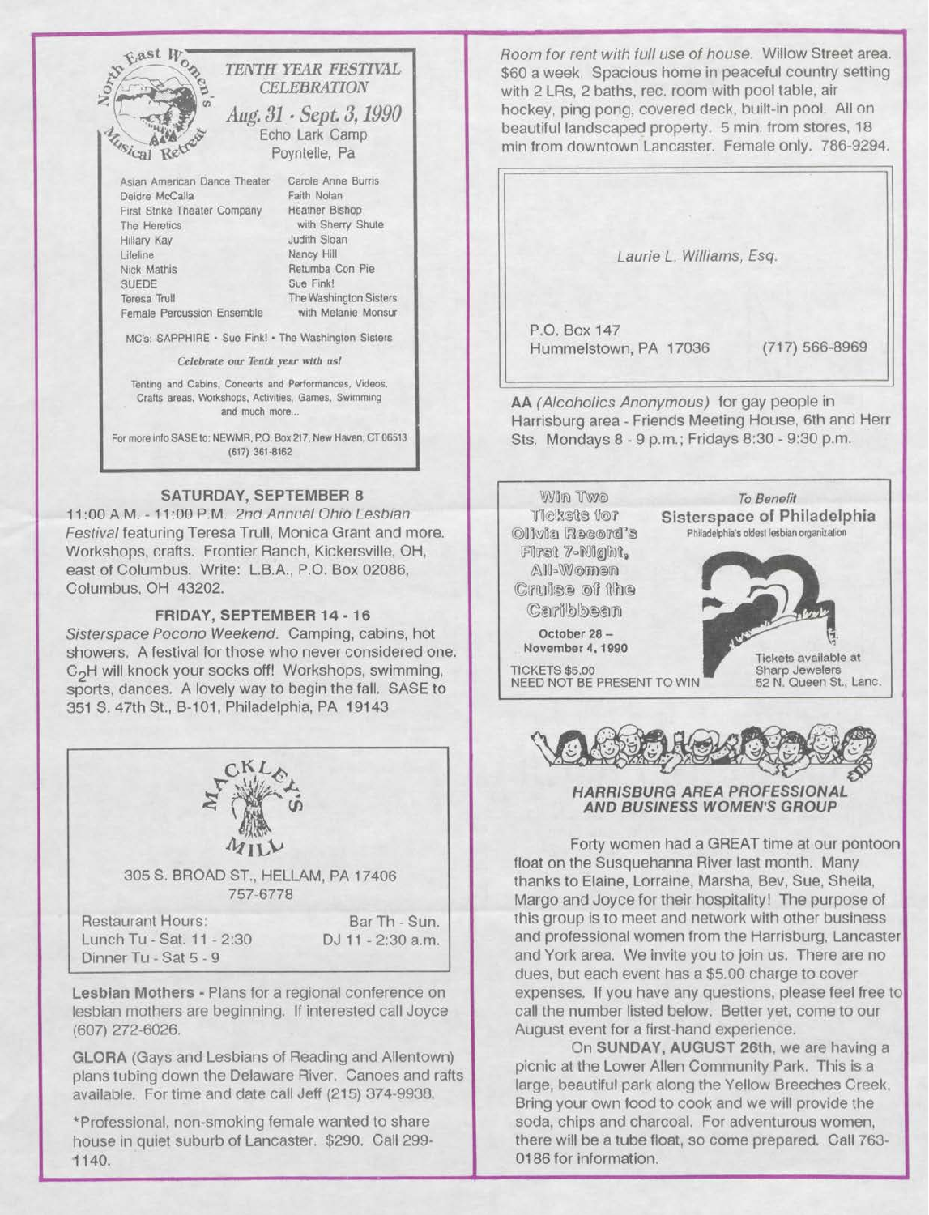**North East Women's Musical Retreat**

## TENTH YEAR FESTIVAL CELEBRATION

*Aug. 31 - Sept. 3, 1990*
Echo Lark Camp
Poyntelle, Pa

| | |
|---|---|
| Asian American Dance Theater | Carole Anne Burris |
| Deidre McCalla | Faith Nolan |
| First Strike Theater Company | Heather Bishop |
| The Heretics | with Sherry Shute |
| Hillary Kay | Judith Sloan |
| Lifeline | Nancy Hill |
| Nick Mathis | Retumba Con Pie |
| SUEDE | Sue Fink! |
| Teresa Trull | The Washington Sisters |
| Female Percussion Ensemble | with Melanie Monsur |

MC's: SAPPHIRE • Sue Fink! • The Washington Sisters

*Celebrate our Tenth year with us!*

Tenting and Cabins, Concerts and Performances, Videos, Crafts areas, Workshops, Activities, Games, Swimming and much more...

For more info SASE to: NEWMR, P.O. Box 217, New Haven, CT 06513 (617) 361-8162

### SATURDAY, SEPTEMBER 8

11:00 A.M. - 11:00 P.M. *2nd Annual Ohio Lesbian Festival* featuring Teresa Trull, Monica Grant and more. Workshops, crafts. Frontier Ranch, Kickersville, OH, east of Columbus. Write: L.B.A., P.O. Box 02086, Columbus, OH 43202.

### FRIDAY, SEPTEMBER 14 - 16

*Sisterspace Pocono Weekend.* Camping, cabins, hot showers. A festival for those who never considered one. $C_2H$ will knock your socks off! Workshops, swimming, sports, dances. A lovely way to begin the fall. SASE to 351 S. 47th St., B-101, Philadelphia, PA 19143

**MACKLEY'S MILL**

305 S. BROAD ST., HELLAM, PA 17406
757-6778

| | |
|---|---|
| Restaurant Hours: | Bar Th - Sun. |
| Lunch Tu - Sat. 11 - 2:30 | DJ 11 - 2:30 a.m. |
| Dinner Tu - Sat 5 - 9 | |

**Lesbian Mothers** - Plans for a regional conference on lesbian mothers are beginning. If interested call Joyce (607) 272-6026.

**GLORA** (Gays and Lesbians of Reading and Allentown) plans tubing down the Delaware River. Canoes and rafts available. For time and date call Jeff (215) 374-9938.

*Professional, non-smoking female wanted to share house in quiet suburb of Lancaster. $290. Call 299-1140.

*Room for rent with full use of house.* Willow Street area. $60 a week. Spacious home in peaceful country setting with 2 LRs, 2 baths, rec. room with pool table, air hockey, ping pong, covered deck, built-in pool. All on beautiful landscaped property. 5 min. from stores, 18 min from downtown Lancaster. Female only. 786-9294.

*Laurie L. Williams, Esq.*

P.O. Box 147
Hummelstown, PA 17036 (717) 566-8969

**AA** *(Alcoholics Anonymous)* for gay people in Harrisburg area - Friends Meeting House, 6th and Herr Sts. Mondays 8 - 9 p.m.; Fridays 8:30 - 9:30 p.m.

Win Two Tickets for Olivia Record's First 7-Night, All-Women Cruise of the Caribbean

October 28 – November 4, 1990

TICKETS $5.00
NEED NOT BE PRESENT TO WIN

*To Benefit*
**Sisterspace of Philadelphia**
Philadelphia's oldest lesbian organization

Tickets available at Sharp Jewelers 52 N. Queen St., Lanc.

### *HARRISBURG AREA PROFESSIONAL AND BUSINESS WOMEN'S GROUP*

Forty women had a GREAT time at our pontoon float on the Susquehanna River last month. Many thanks to Elaine, Lorraine, Marsha, Bev, Sue, Sheila, Margo and Joyce for their hospitality! The purpose of this group is to meet and network with other business and professional women from the Harrisburg, Lancaster and York area. We invite you to join us. There are no dues, but each event has a $5.00 charge to cover expenses. If you have any questions, please feel free to call the number listed below. Better yet, come to our August event for a first-hand experience.

On **SUNDAY, AUGUST 26th**, we are having a picnic at the Lower Allen Community Park. This is a large, beautiful park along the Yellow Breeches Creek. Bring your own food to cook and we will provide the soda, chips and charcoal. For adventurous women, there will be a tube float, so come prepared. Call 763-0186 for information.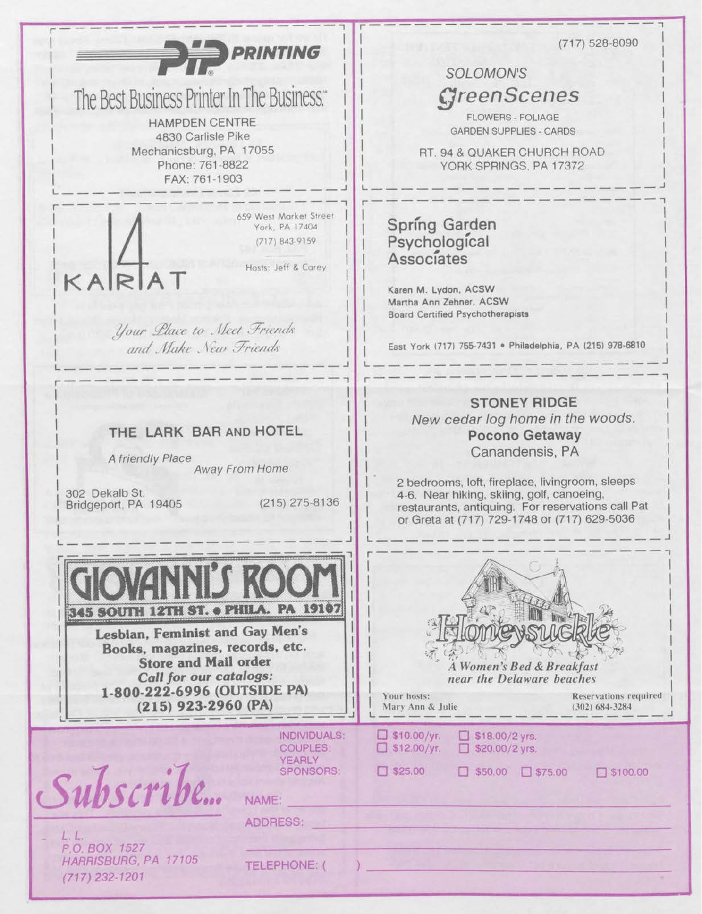**PIP PRINTING**

The Best Business Printer In The Business.™

HAMPDEN CENTRE
4830 Carlisle Pike
Mechanicsburg, PA 17055
Phone: 761-8822
FAX: 761-1903

---

(717) 528-8090

SOLOMON'S

**GreenScenes**

FLOWERS - FOLIAGE
GARDEN SUPPLIES - CARDS

RT. 94 & QUAKER CHURCH ROAD
YORK SPRINGS, PA 17372

---

**14 KARAT**

659 West Market Street
York, PA 17404
(717) 843-9159

Hosts: Jeff & Carey

*Your Place to Meet Friends and Make New Friends*

---

**Spring Garden Psychological Associates**

Karen M. Lydon, ACSW
Martha Ann Zehner, ACSW
Board Certified Psychotherapists

East York (717) 755-7431 • Philadelphia, PA (215) 978-6810

---

**THE LARK BAR AND HOTEL**

*A friendly Place Away From Home*

302 Dekalb St.
Bridgeport, PA 19405

(215) 275-8136

---

**STONEY RIDGE**

*New cedar log home in the woods.*

**Pocono Getaway**

Canandensis, PA

2 bedrooms, loft, fireplace, livingroom, sleeps 4-6. Near hiking, skiing, golf, canoeing, restaurants, antiquing. For reservations call Pat or Greta at (717) 729-1748 or (717) 629-5036

---

**GIOVANNI'S ROOM**

**345 SOUTH 12TH ST. • PHILA. PA 19107**

**Lesbian, Feminist and Gay Men's Books, magazines, records, etc.**
**Store and Mail order**
***Call for our catalogs:***
**1-800-222-6996 (OUTSIDE PA)**
**(215) 923-2960 (PA)**

---

**Honeysuckle**

*A Women's Bed & Breakfast near the Delaware beaches*

Your hosts:
Mary Ann & Julie

Reservations required
(302) 684-3284

---

# *Subscribe...*

L. L.
P.O. BOX 1527
HARRISBURG, PA 17105
(717) 232-1201

INDIVIDUALS: ☐ $10.00/yr. ☐ $18.00/2 yrs.

COUPLES: ☐ $12.00/yr. ☐ $20.00/2 yrs.

YEARLY SPONSORS: ☐ $25.00 ☐ $50.00 ☐ $75.00 ☐ $100.00

NAME: ______________________

ADDRESS: ______________________

______________________

TELEPHONE: (     ) ______________________